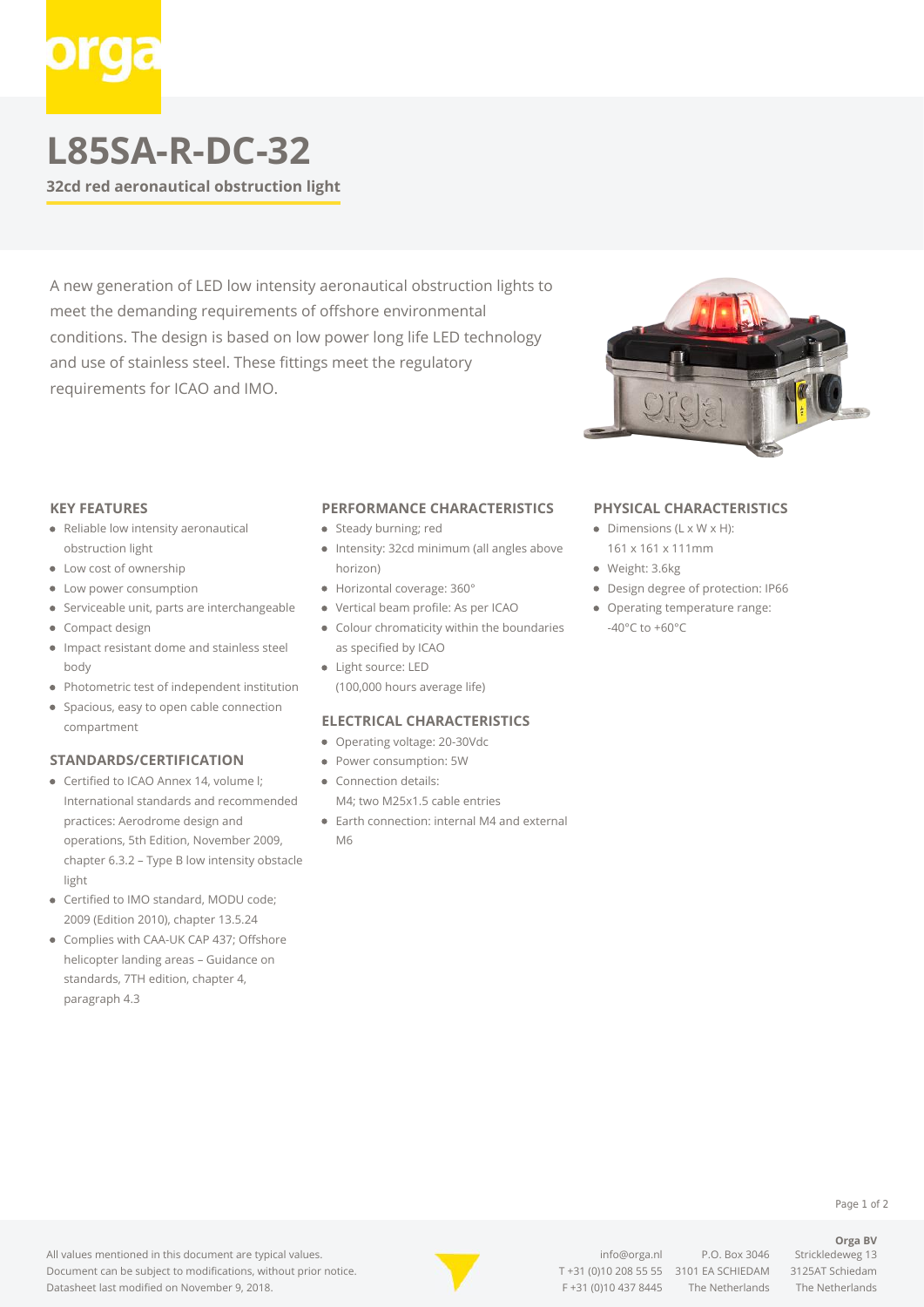# L85SA-R-DC-32

**32cd red aeronautical obstruction light**

A new generation of LED low intensity aeronautical obstruction lights to meet the demanding requirements of offshore environmental conditions. The design is based on low power long life LED technology and use of stainless steel. These fittings meet the regulatory requirements for ICAO and IMO.

## KEY FEATURES

- Reliable low intensity aeronautical obstruction light
- Low cost of ownership
- Low power consumption
- Serviceable unit, parts are interchangeable
- Compact design
- Impact resistant dome and stainless steel body
- Photometric test of independent institution
- Spacious, easy to open cable connection compartment

## STANDARDS/CERTIFICATION

- Certified to ICAO Annex 14, volume I; International standards and recommended practices: Aerodrome design and operations, 5th Edition, November 2009, chapter 6.3.2 – Type B low intensity obstacle light
- Certified to IMO standard, MODU code; 2009 (Edition 2010), chapter 13.5.24
- Complies with CAA-UK CAP 437; Offshore helicopter landing areas – Guidance on standards, 7TH edition, chapter 4, paragraph 4.3

## PERFORMANCE CHARACTERISTICS

- Steady burning; red
- Intensity: 32cd minimum (all angles above horizon)
- Horizontal coverage: 360°
- Vertical beam profile: As per ICAO
- Colour chromaticity within the boundaries as specified by ICAO
- Light source: LED (100,000 hours average life)

## ELECTRICAL CHARACTERISTICS

- Operating voltage: 20-30Vdc
- Power consumption: 5W
- Connection details: M4; two M25x1.5 cable entries
- Earth connection: internal M4 and external M6

## PHYSICAL CHARACTERISTICS

- Dimensions (L x W x H): 161 x 161 x 111mm
- Weight: 3.6kg
- Design degree of protection: IP66
- Operating temperature range: -40°C to +60°C

All values mentioned in this document are typical values.
Document can be subject to modifications, without prior notice.
Datasheet last modified on November 9, 2018.

info@orga.nl
T +31 (0)10 208 55 55
F +31 (0)10 437 8445

P.O. Box 3046
3101 EA SCHIEDAM
The Netherlands

**Orga BV**
Strickledeweg 13
3125AT Schiedam
The Netherlands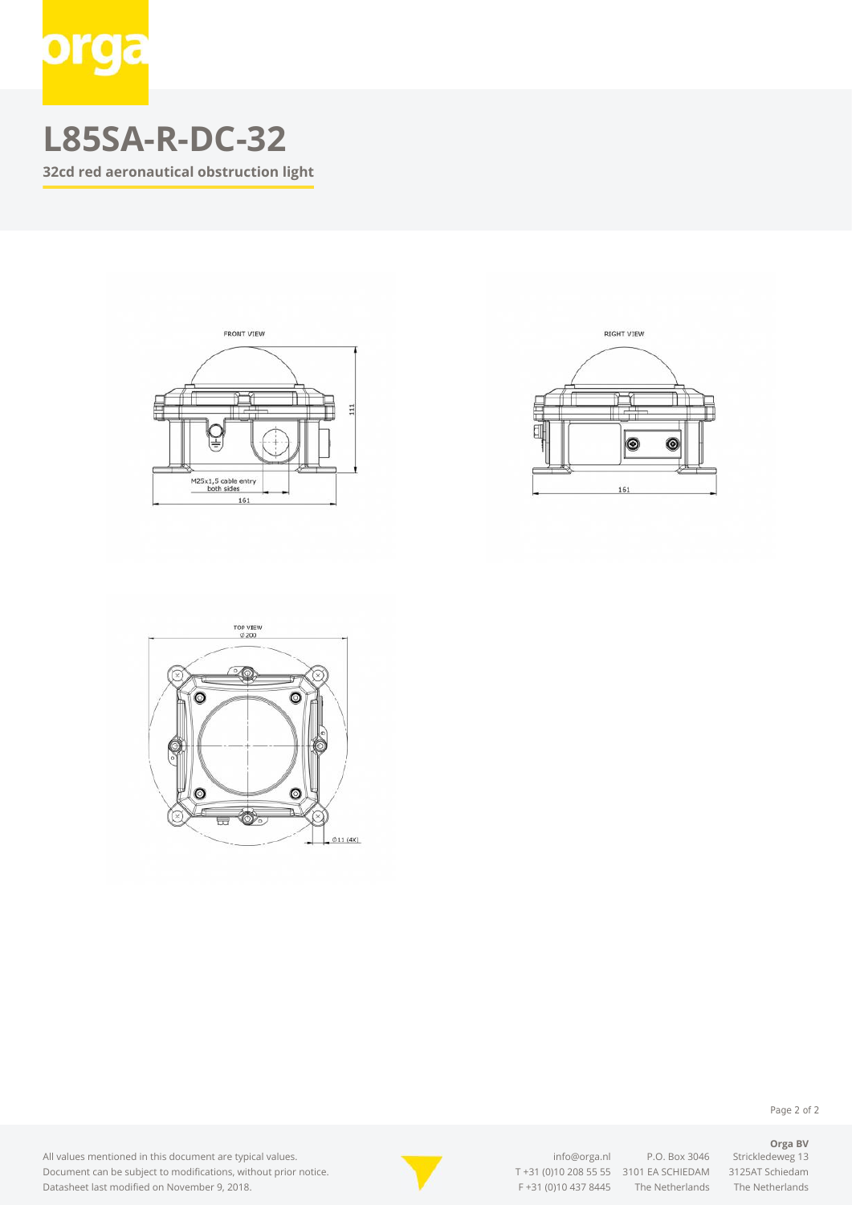# L85SA-R-DC-32

**32cd red aeronautical obstruction light**

FRONT VIEW

111

M25x1,5 cable entry
both sides

161

RIGHT VIEW

161

TOP VIEW
Ø 200

Ø11 (4X)

All values mentioned in this document are typical values.
Document can be subject to modifications, without prior notice.
Datasheet last modified on November 9, 2018.

info@orga.nl
T +31 (0)10 208 55 55
F +31 (0)10 437 8445

P.O. Box 3046
3101 EA SCHIEDAM
The Netherlands

**Orga BV**
Strickledeweg 13
3125AT Schiedam
The Netherlands